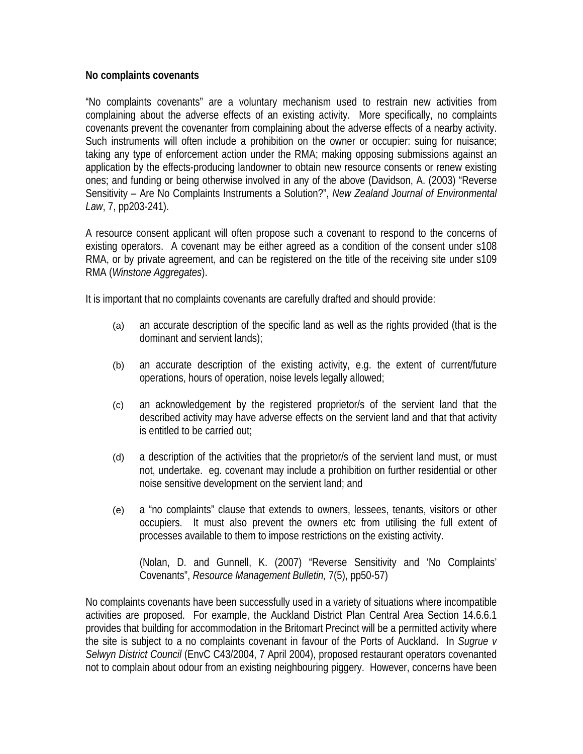**No complaints covenants**

"No complaints covenants" are a voluntary mechanism used to restrain new activities from complaining about the adverse effects of an existing activity. More specifically, no complaints covenants prevent the covenanter from complaining about the adverse effects of a nearby activity. Such instruments will often include a prohibition on the owner or occupier: suing for nuisance; taking any type of enforcement action under the RMA; making opposing submissions against an application by the effects-producing landowner to obtain new resource consents or renew existing ones; and funding or being otherwise involved in any of the above (Davidson, A. (2003) "Reverse Sensitivity – Are No Complaints Instruments a Solution?", *New Zealand Journal of Environmental Law*, 7, pp203-241).

A resource consent applicant will often propose such a covenant to respond to the concerns of existing operators. A covenant may be either agreed as a condition of the consent under s108 RMA, or by private agreement, and can be registered on the title of the receiving site under s109 RMA (*Winstone Aggregates*).

It is important that no complaints covenants are carefully drafted and should provide:

(a) an accurate description of the specific land as well as the rights provided (that is the dominant and servient lands);

(b) an accurate description of the existing activity, e.g. the extent of current/future operations, hours of operation, noise levels legally allowed;

(c) an acknowledgement by the registered proprietor/s of the servient land that the described activity may have adverse effects on the servient land and that that activity is entitled to be carried out;

(d) a description of the activities that the proprietor/s of the servient land must, or must not, undertake. eg. covenant may include a prohibition on further residential or other noise sensitive development on the servient land; and

(e) a "no complaints" clause that extends to owners, lessees, tenants, visitors or other occupiers. It must also prevent the owners etc from utilising the full extent of processes available to them to impose restrictions on the existing activity.

(Nolan, D. and Gunnell, K. (2007) "Reverse Sensitivity and 'No Complaints' Covenants", *Resource Management Bulletin,* 7(5), pp50-57)

No complaints covenants have been successfully used in a variety of situations where incompatible activities are proposed. For example, the Auckland District Plan Central Area Section 14.6.6.1 provides that building for accommodation in the Britomart Precinct will be a permitted activity where the site is subject to a no complaints covenant in favour of the Ports of Auckland. In *Sugrue v Selwyn District Council* (EnvC C43/2004, 7 April 2004), proposed restaurant operators covenanted not to complain about odour from an existing neighbouring piggery. However, concerns have been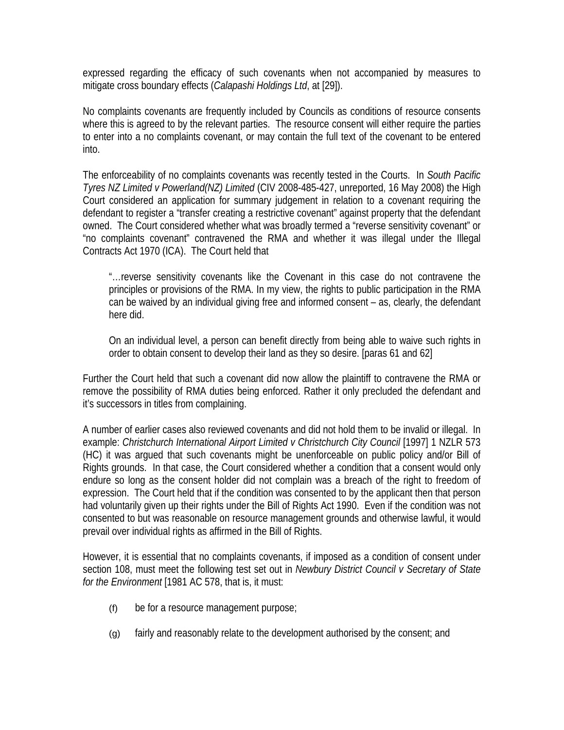expressed regarding the efficacy of such covenants when not accompanied by measures to mitigate cross boundary effects (*Calapashi Holdings Ltd*, at [29]).

No complaints covenants are frequently included by Councils as conditions of resource consents where this is agreed to by the relevant parties. The resource consent will either require the parties to enter into a no complaints covenant, or may contain the full text of the covenant to be entered into.

The enforceability of no complaints covenants was recently tested in the Courts. In *South Pacific Tyres NZ Limited v Powerland(NZ) Limited* (CIV 2008-485-427, unreported, 16 May 2008) the High Court considered an application for summary judgement in relation to a covenant requiring the defendant to register a "transfer creating a restrictive covenant" against property that the defendant owned. The Court considered whether what was broadly termed a "reverse sensitivity covenant" or "no complaints covenant" contravened the RMA and whether it was illegal under the Illegal Contracts Act 1970 (ICA). The Court held that

> "…reverse sensitivity covenants like the Covenant in this case do not contravene the principles or provisions of the RMA. In my view, the rights to public participation in the RMA can be waived by an individual giving free and informed consent – as, clearly, the defendant here did.
>
> On an individual level, a person can benefit directly from being able to waive such rights in order to obtain consent to develop their land as they so desire. [paras 61 and 62]

Further the Court held that such a covenant did now allow the plaintiff to contravene the RMA or remove the possibility of RMA duties being enforced. Rather it only precluded the defendant and it's successors in titles from complaining.

A number of earlier cases also reviewed covenants and did not hold them to be invalid or illegal. In example: *Christchurch International Airport Limited v Christchurch City Council* [1997] 1 NZLR 573 (HC) it was argued that such covenants might be unenforceable on public policy and/or Bill of Rights grounds. In that case, the Court considered whether a condition that a consent would only endure so long as the consent holder did not complain was a breach of the right to freedom of expression. The Court held that if the condition was consented to by the applicant then that person had voluntarily given up their rights under the Bill of Rights Act 1990. Even if the condition was not consented to but was reasonable on resource management grounds and otherwise lawful, it would prevail over individual rights as affirmed in the Bill of Rights.

However, it is essential that no complaints covenants, if imposed as a condition of consent under section 108, must meet the following test set out in *Newbury District Council v Secretary of State for the Environment* [1981 AC 578, that is, it must:

(f) be for a resource management purpose;

(g) fairly and reasonably relate to the development authorised by the consent; and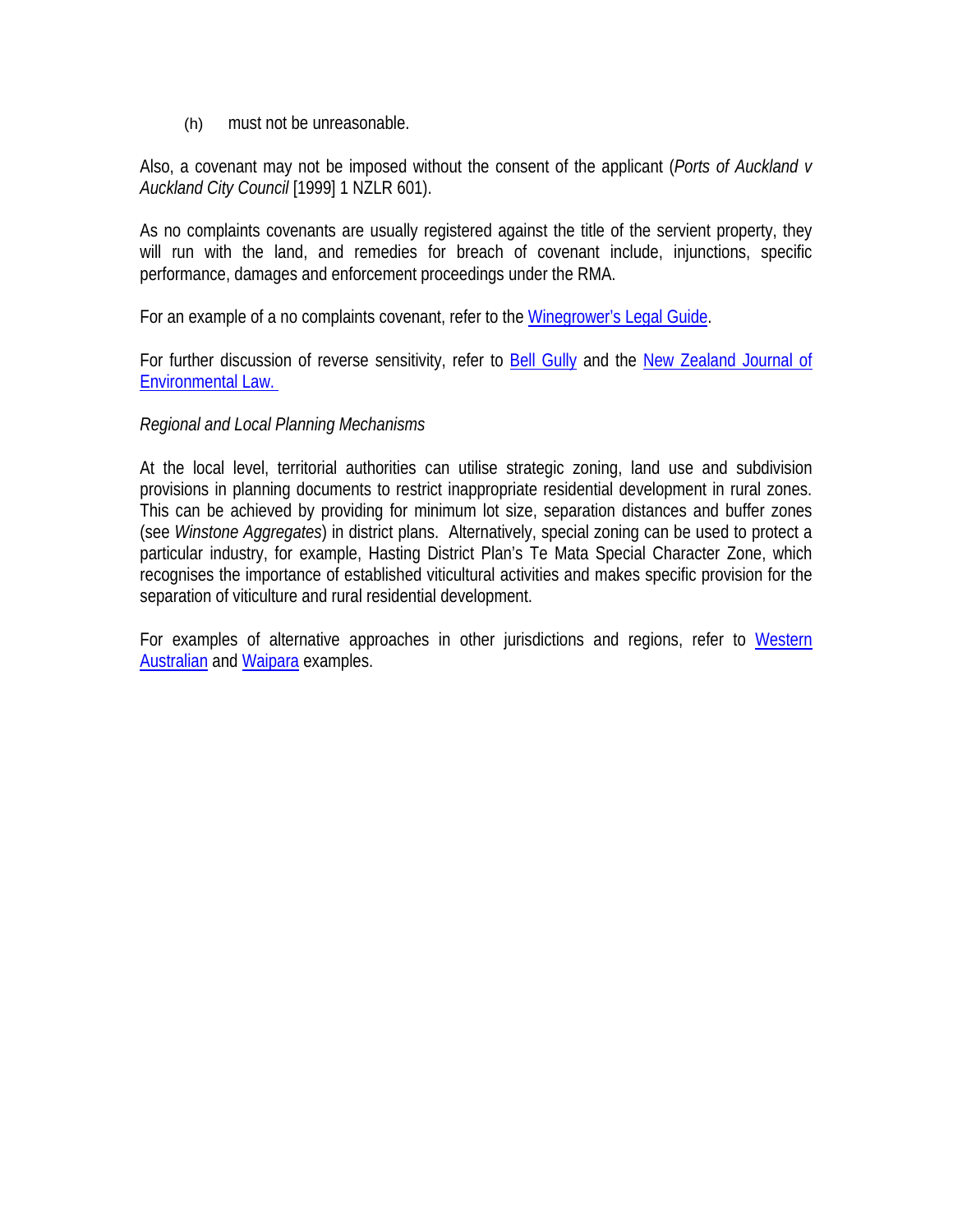(h) must not be unreasonable.

Also, a covenant may not be imposed without the consent of the applicant (*Ports of Auckland v Auckland City Council* [1999] 1 NZLR 601).

As no complaints covenants are usually registered against the title of the servient property, they will run with the land, and remedies for breach of covenant include, injunctions, specific performance, damages and enforcement proceedings under the RMA.

For an example of a no complaints covenant, refer to the Winegrower's Legal Guide.

For further discussion of reverse sensitivity, refer to Bell Gully and the New Zealand Journal of Environmental Law.

*Regional and Local Planning Mechanisms*

At the local level, territorial authorities can utilise strategic zoning, land use and subdivision provisions in planning documents to restrict inappropriate residential development in rural zones. This can be achieved by providing for minimum lot size, separation distances and buffer zones (see *Winstone Aggregates*) in district plans. Alternatively, special zoning can be used to protect a particular industry, for example, Hasting District Plan's Te Mata Special Character Zone, which recognises the importance of established viticultural activities and makes specific provision for the separation of viticulture and rural residential development.

For examples of alternative approaches in other jurisdictions and regions, refer to Western Australian and Waipara examples.